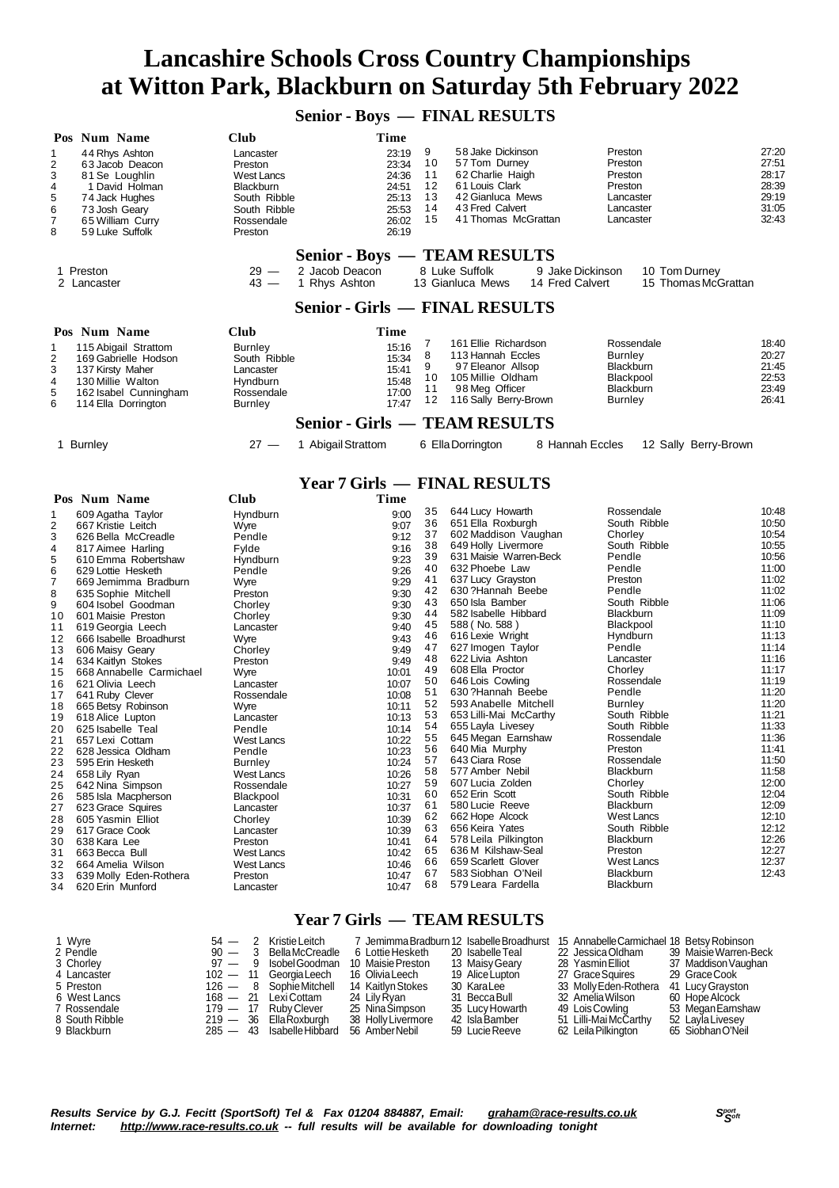# Lancashire Schools Cross Country Championships
# at Witton Park, Blackburn on Saturday 5th February 2022

## Senior - Boys — FINAL RESULTS

| Pos | Num | Name | Club | Time |
|---|---|---|---|---|
| 1 | 44 | Rhys Ashton | Lancaster | 23:19 |
| 2 | 63 | Jacob Deacon | Preston | 23:34 |
| 3 | 81 | Se Loughlin | West Lancs | 24:36 |
| 4 | 1 | David Holman | Blackburn | 24:51 |
| 5 | 74 | Jack Hughes | South Ribble | 25:13 |
| 6 | 73 | Josh Geary | South Ribble | 25:53 |
| 7 | 65 | William Curry | Rossendale | 26:02 |
| 8 | 59 | Luke Suffolk | Preston | 26:19 |
| 9 | 58 | Jake Dickinson | Preston | 27:20 |
| 10 | 57 | Tom Durney | Preston | 27:51 |
| 11 | 62 | Charlie Haigh | Preston | 28:17 |
| 12 | 61 | Louis Clark | Preston | 28:39 |
| 13 | 42 | Gianluca Mews | Lancaster | 29:19 |
| 14 | 43 | Fred Calvert | Lancaster | 31:05 |
| 15 | 41 | Thomas McGrattan | Lancaster | 32:43 |

## Senior - Boys — TEAM RESULTS

| Pos | Team | Points | | | | |
|---|---|---|---|---|---|---|
| 1 | Preston | 29 — | 2 Jacob Deacon | 8 Luke Suffolk | 9 Jake Dickinson | 10 Tom Durney |
| 2 | Lancaster | 43 — | 1 Rhys Ashton | 13 Gianluca Mews | 14 Fred Calvert | 15 Thomas McGrattan |

## Senior - Girls — FINAL RESULTS

| Pos | Num | Name | Club | Time |
|---|---|---|---|---|
| 1 | 115 | Abigail Strattom | Burnley | 15:16 |
| 2 | 169 | Gabrielle Hodson | South Ribble | 15:34 |
| 3 | 137 | Kirsty Maher | Lancaster | 15:41 |
| 4 | 130 | Millie Walton | Hyndburn | 15:48 |
| 5 | 162 | Isabel Cunningham | Rossendale | 17:00 |
| 6 | 114 | Ella Dorrington | Burnley | 17:47 |
| 7 | 161 | Ellie Richardson | Rossendale | 18:40 |
| 8 | 113 | Hannah Eccles | Burnley | 20:27 |
| 9 | 97 | Eleanor Allsop | Blackburn | 21:45 |
| 10 | 105 | Millie Oldham | Blackpool | 22:53 |
| 11 | 98 | Meg Officer | Blackburn | 23:49 |
| 12 | 116 | Sally Berry-Brown | Burnley | 26:41 |

## Senior - Girls — TEAM RESULTS

| Pos | Team | Points | | | | |
|---|---|---|---|---|---|---|
| 1 | Burnley | 27 — | 1 Abigail Strattom | 6 Ella Dorrington | 8 Hannah Eccles | 12 Sally Berry-Brown |

## Year 7 Girls — FINAL RESULTS

| Pos | Num | Name | Club | Time |
|---|---|---|---|---|
| 1 | 609 | Agatha Taylor | Hyndburn | 9:00 |
| 2 | 667 | Kristie Leitch | Wyre | 9:07 |
| 3 | 626 | Bella McCreadle | Pendle | 9:12 |
| 4 | 817 | Aimee Harling | Fylde | 9:16 |
| 5 | 610 | Emma Robertshaw | Hyndburn | 9:23 |
| 6 | 629 | Lottie Hesketh | Pendle | 9:26 |
| 7 | 669 | Jemimma Bradburn | Wyre | 9:29 |
| 8 | 635 | Sophie Mitchell | Preston | 9:30 |
| 9 | 604 | Isobel Goodman | Chorley | 9:30 |
| 10 | 601 | Maisie Preston | Chorley | 9:30 |
| 11 | 619 | Georgia Leech | Lancaster | 9:40 |
| 12 | 666 | Isabelle Broadhurst | Wyre | 9:43 |
| 13 | 606 | Maisy Geary | Chorley | 9:49 |
| 14 | 634 | Kaitlyn Stokes | Preston | 9:49 |
| 15 | 668 | Annabelle Carmichael | Wyre | 10:01 |
| 16 | 621 | Olivia Leech | Lancaster | 10:07 |
| 17 | 641 | Ruby Clever | Rossendale | 10:08 |
| 18 | 665 | Betsy Robinson | Wyre | 10:11 |
| 19 | 618 | Alice Lupton | Lancaster | 10:13 |
| 20 | 625 | Isabelle Teal | Pendle | 10:14 |
| 21 | 657 | Lexi Cottam | West Lancs | 10:22 |
| 22 | 628 | Jessica Oldham | Pendle | 10:23 |
| 23 | 595 | Erin Hesketh | Burnley | 10:24 |
| 24 | 658 | Lily Ryan | West Lancs | 10:26 |
| 25 | 642 | Nina Simpson | Rossendale | 10:27 |
| 26 | 585 | Isla Macpherson | Blackpool | 10:31 |
| 27 | 623 | Grace Squires | Lancaster | 10:37 |
| 28 | 605 | Yasmin Elliot | Chorley | 10:39 |
| 29 | 617 | Grace Cook | Lancaster | 10:39 |
| 30 | 638 | Kara Lee | Preston | 10:41 |
| 31 | 663 | Becca Bull | West Lancs | 10:42 |
| 32 | 664 | Amelia Wilson | West Lancs | 10:46 |
| 33 | 639 | Molly Eden-Rothera | Preston | 10:47 |
| 34 | 620 | Erin Munford | Lancaster | 10:47 |
| 35 | 644 | Lucy Howarth | Rossendale | 10:48 |
| 36 | 651 | Ella Roxburgh | South Ribble | 10:50 |
| 37 | 602 | Maddison Vaughan | Chorley | 10:54 |
| 38 | 649 | Holly Livermore | South Ribble | 10:55 |
| 39 | 631 | Maisie Warren-Beck | Pendle | 10:56 |
| 40 | 632 | Phoebe Law | Pendle | 11:00 |
| 41 | 637 | Lucy Grayston | Preston | 11:02 |
| 42 | 630 | ?Hannah Beebe | Pendle | 11:02 |
| 43 | 650 | Isla Bamber | South Ribble | 11:06 |
| 44 | 582 | Isabelle Hibbard | Blackburn | 11:09 |
| 45 | 588 | ( No. 588 ) | Blackpool | 11:10 |
| 46 | 616 | Lexie Wright | Hyndburn | 11:13 |
| 47 | 627 | Imogen Taylor | Pendle | 11:14 |
| 48 | 622 | Livia Ashton | Lancaster | 11:16 |
| 49 | 608 | Ella Proctor | Chorley | 11:17 |
| 50 | 646 | Lois Cowling | Rossendale | 11:19 |
| 51 | 630 | ?Hannah Beebe | Pendle | 11:20 |
| 52 | 593 | Anabelle Mitchell | Burnley | 11:20 |
| 53 | 653 | Lilli-Mai McCarthy | South Ribble | 11:21 |
| 54 | 655 | Layla Livesey | South Ribble | 11:33 |
| 55 | 645 | Megan Earnshaw | Rossendale | 11:36 |
| 56 | 640 | Mia Murphy | Preston | 11:41 |
| 57 | 643 | Ciara Rose | Rossendale | 11:50 |
| 58 | 577 | Amber Nebil | Blackburn | 11:58 |
| 59 | 607 | Lucia Zolden | Chorley | 12:00 |
| 60 | 652 | Erin Scott | South Ribble | 12:04 |
| 61 | 580 | Lucie Reeve | Blackburn | 12:09 |
| 62 | 662 | Hope Alcock | West Lancs | 12:10 |
| 63 | 656 | Keira Yates | South Ribble | 12:12 |
| 64 | 578 | Leila Pilkington | Blackburn | 12:26 |
| 65 | 636 | M Kilshaw-Seal | Preston | 12:27 |
| 66 | 659 | Scarlett Glover | West Lancs | 12:37 |
| 67 | 583 | Siobhan O'Neil | Blackburn | 12:43 |
| 68 | 579 | Leara Fardella | Blackburn | |

## Year 7 Girls — TEAM RESULTS

| Pos | Team | Points | | | | | | |
|---|---|---|---|---|---|---|---|---|
| 1 | Wyre | 54 — | 2 Kristie Leitch | 7 Jemimma Bradburn | 12 Isabelle Broadhurst | 15 Annabelle Carmichael | 18 Betsy Robinson | |
| 2 | Pendle | 90 — | 3 Bella McCreadle | 6 Lottie Hesketh | 20 Isabelle Teal | 22 Jessica Oldham | 39 Maisie Warren-Beck | |
| 3 | Chorley | 97 — | 9 Isobel Goodman | 10 Maisie Preston | 13 Maisy Geary | 28 Yasmin Elliot | 37 Maddison Vaughan | |
| 4 | Lancaster | 102 — | 11 Georgia Leech | 16 Olivia Leech | 19 Alice Lupton | 27 Grace Squires | 29 Grace Cook | |
| 5 | Preston | 126 — | 8 Sophie Mitchell | 14 Kaitlyn Stokes | 30 Kara Lee | 33 Molly Eden-Rothera | 41 Lucy Grayston | |
| 6 | West Lancs | 168 — | 21 Lexi Cottam | 24 Lily Ryan | 31 Becca Bull | 32 Amelia Wilson | 60 Hope Alcock | |
| 7 | Rossendale | 179 — | 17 Ruby Clever | 25 Nina Simpson | 35 Lucy Howarth | 49 Lois Cowling | 53 Megan Earnshaw | |
| 8 | South Ribble | 219 — | 36 Ella Roxburgh | 38 Holly Livermore | 42 Isla Bamber | 51 Lilli-Mai McCarthy | 52 Layla Livesey | |
| 9 | Blackburn | 285 — | 43 Isabelle Hibbard | 56 Amber Nebil | 59 Lucie Reeve | 62 Leila Pilkington | 65 Siobhan O'Neil | |

*Results Service by G.J. Fecitt (SportSoft) Tel & Fax 01204 884887, Email: graham@race-results.co.uk*
*Internet: http://www.race-results.co.uk -- full results will be available for downloading tonight*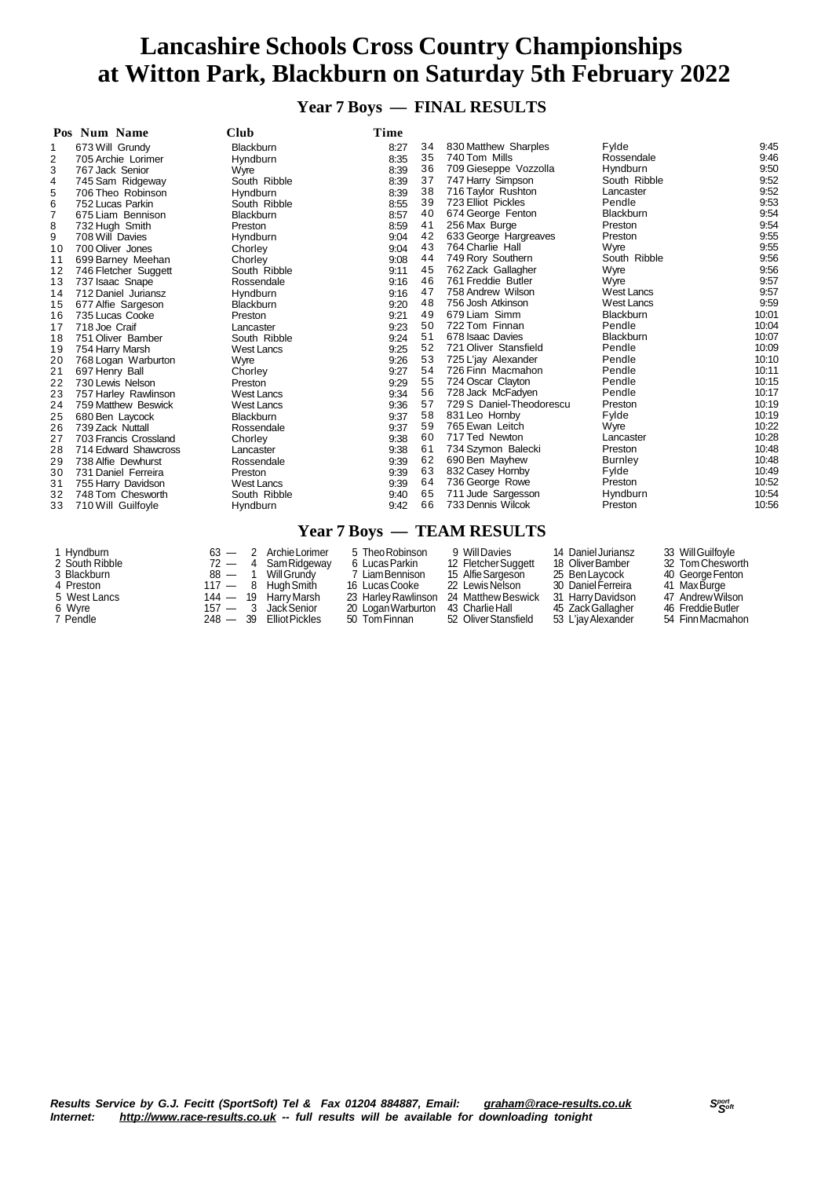# Lancashire Schools Cross Country Championships at Witton Park, Blackburn on Saturday 5th February 2022

## Year 7 Boys — FINAL RESULTS

| Pos | Num | Name | Club | Time |
|---|---|---|---|---|
| 1 | 673 | Will Grundy | Blackburn | 8:27 |
| 2 | 705 | Archie Lorimer | Hyndburn | 8:35 |
| 3 | 767 | Jack Senior | Wyre | 8:39 |
| 4 | 745 | Sam Ridgeway | South Ribble | 8:39 |
| 5 | 706 | Theo Robinson | Hyndburn | 8:39 |
| 6 | 752 | Lucas Parkin | South Ribble | 8:55 |
| 7 | 675 | Liam Bennison | Blackburn | 8:57 |
| 8 | 732 | Hugh Smith | Preston | 8:59 |
| 9 | 708 | Will Davies | Hyndburn | 9:04 |
| 10 | 700 | Oliver Jones | Chorley | 9:04 |
| 11 | 699 | Barney Meehan | Chorley | 9:08 |
| 12 | 746 | Fletcher Suggett | South Ribble | 9:11 |
| 13 | 737 | Isaac Snape | Rossendale | 9:16 |
| 14 | 712 | Daniel Juriansz | Hyndburn | 9:16 |
| 15 | 677 | Alfie Sargeson | Blackburn | 9:20 |
| 16 | 735 | Lucas Cooke | Preston | 9:21 |
| 17 | 718 | Joe Craif | Lancaster | 9:23 |
| 18 | 751 | Oliver Bamber | South Ribble | 9:24 |
| 19 | 754 | Harry Marsh | West Lancs | 9:25 |
| 20 | 768 | Logan Warburton | Wyre | 9:26 |
| 21 | 697 | Henry Ball | Chorley | 9:27 |
| 22 | 730 | Lewis Nelson | Preston | 9:29 |
| 23 | 757 | Harley Rawlinson | West Lancs | 9:34 |
| 24 | 759 | Matthew Beswick | West Lancs | 9:36 |
| 25 | 680 | Ben Laycock | Blackburn | 9:37 |
| 26 | 739 | Zack Nuttall | Rossendale | 9:37 |
| 27 | 703 | Francis Crossland | Chorley | 9:38 |
| 28 | 714 | Edward Shawcross | Lancaster | 9:38 |
| 29 | 738 | Alfie Dewhurst | Rossendale | 9:39 |
| 30 | 731 | Daniel Ferreira | Preston | 9:39 |
| 31 | 755 | Harry Davidson | West Lancs | 9:39 |
| 32 | 748 | Tom Chesworth | South Ribble | 9:40 |
| 33 | 710 | Will Guilfoyle | Hyndburn | 9:42 |
| 34 | 830 | Matthew Sharples | Fylde | 9:45 |
| 35 | 740 | Tom Mills | Rossendale | 9:46 |
| 36 | 709 | Gieseppe Vozzolla | Hyndburn | 9:50 |
| 37 | 747 | Harry Simpson | South Ribble | 9:52 |
| 38 | 716 | Taylor Rushton | Lancaster | 9:52 |
| 39 | 723 | Elliot Pickles | Pendle | 9:53 |
| 40 | 674 | George Fenton | Blackburn | 9:54 |
| 41 | 256 | Max Burge | Preston | 9:54 |
| 42 | 633 | George Hargreaves | Preston | 9:55 |
| 43 | 764 | Charlie Hall | Wyre | 9:55 |
| 44 | 749 | Rory Southern | South Ribble | 9:56 |
| 45 | 762 | Zack Gallagher | Wyre | 9:56 |
| 46 | 761 | Freddie Butler | Wyre | 9:57 |
| 47 | 758 | Andrew Wilson | West Lancs | 9:57 |
| 48 | 756 | Josh Atkinson | West Lancs | 9:59 |
| 49 | 679 | Liam Simm | Blackburn | 10:01 |
| 50 | 722 | Tom Finnan | Pendle | 10:04 |
| 51 | 678 | Isaac Davies | Blackburn | 10:07 |
| 52 | 721 | Oliver Stansfield | Pendle | 10:09 |
| 53 | 725 | L'jay Alexander | Pendle | 10:10 |
| 54 | 726 | Finn Macmahon | Pendle | 10:11 |
| 55 | 724 | Oscar Clayton | Pendle | 10:15 |
| 56 | 728 | Jack McFadyen | Pendle | 10:17 |
| 57 | 729 | S Daniel-Theodorescu | Preston | 10:19 |
| 58 | 831 | Leo Hornby | Fylde | 10:19 |
| 59 | 765 | Ewan Leitch | Wyre | 10:22 |
| 60 | 717 | Ted Newton | Lancaster | 10:28 |
| 61 | 734 | Szymon Balecki | Preston | 10:48 |
| 62 | 690 | Ben Mayhew | Burnley | 10:48 |
| 63 | 832 | Casey Hornby | Fylde | 10:49 |
| 64 | 736 | George Rowe | Preston | 10:52 |
| 65 | 711 | Jude Sargesson | Hyndburn | 10:54 |
| 66 | 733 | Dennis Wilcok | Preston | 10:56 |

## Year 7 Boys — TEAM RESULTS

| Pos | Team | Points | 1st | 2nd | 3rd | 4th | 5th | 6th |
|---|---|---|---|---|---|---|---|---|
| 1 | Hyndburn | 63 | 2 Archie Lorimer | 5 Theo Robinson | 9 Will Davies | 14 Daniel Juriansz | 33 Will Guilfoyle | |
| 2 | South Ribble | 72 | 4 Sam Ridgeway | 6 Lucas Parkin | 12 Fletcher Suggett | 18 Oliver Bamber | 32 Tom Chesworth | |
| 3 | Blackburn | 88 | 1 Will Grundy | 7 Liam Bennison | 15 Alfie Sargeson | 25 Ben Laycock | 40 George Fenton | |
| 4 | Preston | 117 | 8 Hugh Smith | 16 Lucas Cooke | 22 Lewis Nelson | 30 Daniel Ferreira | 41 Max Burge | |
| 5 | West Lancs | 144 | 19 Harry Marsh | 23 Harley Rawlinson | 24 Matthew Beswick | 31 Harry Davidson | 47 Andrew Wilson | |
| 6 | Wyre | 157 | 3 Jack Senior | 20 Logan Warburton | 43 Charlie Hall | 45 Zack Gallagher | 46 Freddie Butler | |
| 7 | Pendle | 248 | 39 Elliot Pickles | 50 Tom Finnan | 52 Oliver Stansfield | 53 L'jay Alexander | 54 Finn Macmahon | |

*Results Service by G.J. Fecitt (SportSoft) Tel & Fax 01204 884887, Email: graham@race-results.co.uk*
*Internet: http://www.race-results.co.uk -- full results will be available for downloading tonight*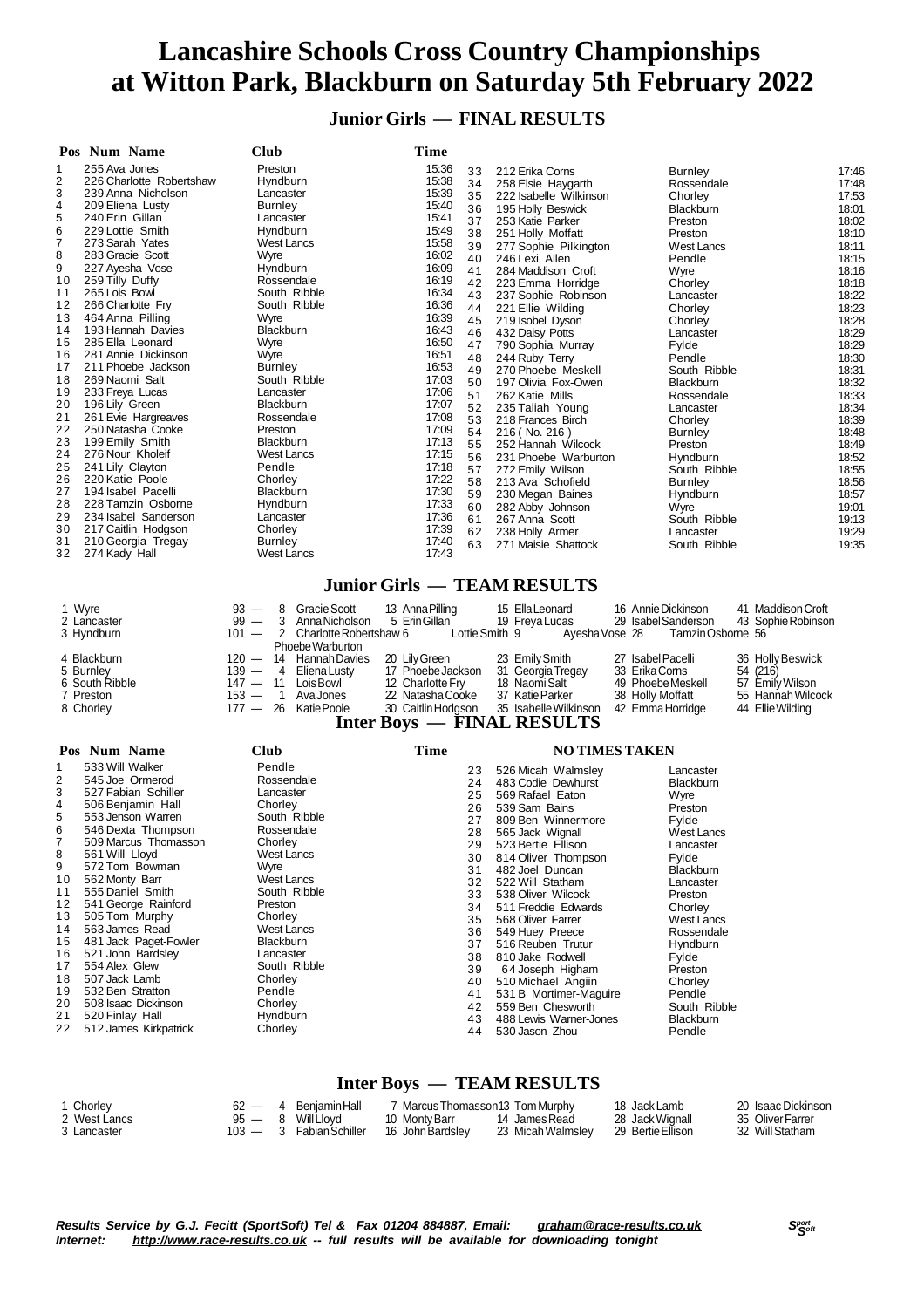# Lancashire Schools Cross Country Championships
# at Witton Park, Blackburn on Saturday 5th February 2022

## Junior Girls — FINAL RESULTS

| Pos | Num | Name | Club | Time |
|---|---|---|---|---|
| 1 | 255 | Ava Jones | Preston | 15:36 |
| 2 | 226 | Charlotte Robertshaw | Hyndburn | 15:38 |
| 3 | 239 | Anna Nicholson | Lancaster | 15:39 |
| 4 | 209 | Eliena Lusty | Burnley | 15:40 |
| 5 | 240 | Erin Gillan | Lancaster | 15:41 |
| 6 | 229 | Lottie Smith | Hyndburn | 15:49 |
| 7 | 273 | Sarah Yates | West Lancs | 15:58 |
| 8 | 283 | Gracie Scott | Wyre | 16:02 |
| 9 | 227 | Ayesha Vose | Hyndburn | 16:09 |
| 10 | 259 | Tilly Duffy | Rossendale | 16:19 |
| 11 | 265 | Lois Bowl | South Ribble | 16:34 |
| 12 | 266 | Charlotte Fry | South Ribble | 16:36 |
| 13 | 464 | Anna Pilling | Wyre | 16:39 |
| 14 | 193 | Hannah Davies | Blackburn | 16:43 |
| 15 | 285 | Ella Leonard | Wyre | 16:50 |
| 16 | 281 | Annie Dickinson | Wyre | 16:51 |
| 17 | 211 | Phoebe Jackson | Burnley | 16:53 |
| 18 | 269 | Naomi Salt | South Ribble | 17:03 |
| 19 | 233 | Freya Lucas | Lancaster | 17:06 |
| 20 | 196 | Lily Green | Blackburn | 17:07 |
| 21 | 261 | Evie Hargreaves | Rossendale | 17:08 |
| 22 | 250 | Natasha Cooke | Preston | 17:09 |
| 23 | 199 | Emily Smith | Blackburn | 17:13 |
| 24 | 276 | Nour Kholeif | West Lancs | 17:15 |
| 25 | 241 | Lily Clayton | Pendle | 17:18 |
| 26 | 220 | Katie Poole | Chorley | 17:22 |
| 27 | 194 | Isabel Pacelli | Blackburn | 17:30 |
| 28 | 228 | Tamzin Osborne | Hyndburn | 17:33 |
| 29 | 234 | Isabel Sanderson | Lancaster | 17:36 |
| 30 | 217 | Caitlin Hodgson | Chorley | 17:39 |
| 31 | 210 | Georgia Tregay | Burnley | 17:40 |
| 32 | 274 | Kady Hall | West Lancs | 17:43 |
| 33 | 212 | Erika Corns | Burnley | 17:46 |
| 34 | 258 | Elsie Haygarth | Rossendale | 17:48 |
| 35 | 222 | Isabelle Wilkinson | Chorley | 17:53 |
| 36 | 195 | Holly Beswick | Blackburn | 18:01 |
| 37 | 253 | Katie Parker | Preston | 18:02 |
| 38 | 251 | Holly Moffatt | Preston | 18:10 |
| 39 | 277 | Sophie Pilkington | West Lancs | 18:11 |
| 40 | 246 | Lexi Allen | Pendle | 18:15 |
| 41 | 284 | Maddison Croft | Wyre | 18:16 |
| 42 | 223 | Emma Horridge | Chorley | 18:18 |
| 43 | 237 | Sophie Robinson | Lancaster | 18:22 |
| 44 | 221 | Ellie Wilding | Chorley | 18:23 |
| 45 | 219 | Isobel Dyson | Chorley | 18:28 |
| 46 | 432 | Daisy Potts | Lancaster | 18:29 |
| 47 | 790 | Sophia Murray | Fylde | 18:29 |
| 48 | 244 | Ruby Terry | Pendle | 18:30 |
| 49 | 270 | Phoebe Meskell | South Ribble | 18:31 |
| 50 | 197 | Olivia Fox-Owen | Blackburn | 18:32 |
| 51 | 262 | Katie Mills | Rossendale | 18:33 |
| 52 | 235 | Taliah Young | Lancaster | 18:34 |
| 53 | 218 | Frances Birch | Chorley | 18:39 |
| 54 | 216 | ( No. 216 ) | Burnley | 18:48 |
| 55 | 252 | Hannah Wilcock | Preston | 18:49 |
| 56 | 231 | Phoebe Warburton | Hyndburn | 18:52 |
| 57 | 272 | Emily Wilson | South Ribble | 18:55 |
| 58 | 213 | Ava Schofield | Burnley | 18:56 |
| 59 | 230 | Megan Baines | Hyndburn | 18:57 |
| 60 | 282 | Abby Johnson | Wyre | 19:01 |
| 61 | 267 | Anna Scott | South Ribble | 19:13 |
| 62 | 238 | Holly Armer | Lancaster | 19:29 |
| 63 | 271 | Maisie Shattock | South Ribble | 19:35 |

## Junior Girls — TEAM RESULTS

| Pos | Team | Points | | | | | |
|---|---|---|---|---|---|---|---|
| 1 | Wyre | 93 — | 8 Gracie Scott | 13 Anna Pilling | 15 Ella Leonard | 16 Annie Dickinson | 41 Maddison Croft |
| 2 | Lancaster | 99 — | 3 Anna Nicholson | 5 Erin Gillan | 19 Freya Lucas | 29 Isabel Sanderson | 43 Sophie Robinson |
| 3 | Hyndburn | 101 — | 2 Charlotte Robertshaw | 6 Lottie Smith | 9 Ayesha Vose | 28 Tamzin Osborne | 56 Phoebe Warburton |
| 4 | Blackburn | 120 — | 14 Hannah Davies | 20 Lily Green | 23 Emily Smith | 27 Isabel Pacelli | 36 Holly Beswick |
| 5 | Burnley | 139 — | 4 Eliena Lusty | 17 Phoebe Jackson | 31 Georgia Tregay | 33 Erika Corns | 54 (216) |
| 6 | South Ribble | 147 — | 11 Lois Bowl | 12 Charlotte Fry | 18 Naomi Salt | 49 Phoebe Meskell | 57 Emily Wilson |
| 7 | Preston | 153 — | 1 Ava Jones | 22 Natasha Cooke | 37 Katie Parker | 38 Holly Moffatt | 55 Hannah Wilcock |
| 8 | Chorley | 177 — | 26 Katie Poole | 30 Caitlin Hodgson | 35 Isabelle Wilkinson | 42 Emma Horridge | 44 Ellie Wilding |

## Inter Boys — FINAL RESULTS

NO TIMES TAKEN

| Pos | Num | Name | Club |
|---|---|---|---|
| 1 | 533 | Will Walker | Pendle |
| 2 | 545 | Joe Ormerod | Rossendale |
| 3 | 527 | Fabian Schiller | Lancaster |
| 4 | 506 | Benjamin Hall | Chorley |
| 5 | 553 | Jenson Warren | South Ribble |
| 6 | 546 | Dexta Thompson | Rossendale |
| 7 | 509 | Marcus Thomasson | Chorley |
| 8 | 561 | Will Lloyd | West Lancs |
| 9 | 572 | Tom Bowman | Wyre |
| 10 | 562 | Monty Barr | West Lancs |
| 11 | 555 | Daniel Smith | South Ribble |
| 12 | 541 | George Rainford | Preston |
| 13 | 505 | Tom Murphy | Chorley |
| 14 | 563 | James Read | West Lancs |
| 15 | 481 | Jack Paget-Fowler | Blackburn |
| 16 | 521 | John Bardsley | Lancaster |
| 17 | 554 | Alex Glew | South Ribble |
| 18 | 507 | Jack Lamb | Chorley |
| 19 | 532 | Ben Stratton | Pendle |
| 20 | 508 | Isaac Dickinson | Chorley |
| 21 | 520 | Finlay Hall | Hyndburn |
| 22 | 512 | James Kirkpatrick | Chorley |
| 23 | 526 | Micah Walmsley | Lancaster |
| 24 | 483 | Codie Dewhurst | Blackburn |
| 25 | 569 | Rafael Eaton | Wyre |
| 26 | 539 | Sam Bains | Preston |
| 27 | 809 | Ben Winnermore | Fylde |
| 28 | 565 | Jack Wignall | West Lancs |
| 29 | 523 | Bertie Ellison | Lancaster |
| 30 | 814 | Oliver Thompson | Fylde |
| 31 | 482 | Joel Duncan | Blackburn |
| 32 | 522 | Will Statham | Lancaster |
| 33 | 538 | Oliver Wilcock | Preston |
| 34 | 511 | Freddie Edwards | Chorley |
| 35 | 568 | Oliver Farrer | West Lancs |
| 36 | 549 | Huey Preece | Rossendale |
| 37 | 516 | Reuben Trutur | Hyndburn |
| 38 | 810 | Jake Rodwell | Fylde |
| 39 | 64 | Joseph Higham | Preston |
| 40 | 510 | Michael Angiin | Chorley |
| 41 | 531 | B Mortimer-Maguire | Pendle |
| 42 | 559 | Ben Chesworth | South Ribble |
| 43 | 488 | Lewis Warner-Jones | Blackburn |
| 44 | 530 | Jason Zhou | Pendle |

## Inter Boys — TEAM RESULTS

| Pos | Team | Points | | | | | |
|---|---|---|---|---|---|---|---|
| 1 | Chorley | 62 — | 4 Benjamin Hall | 7 Marcus Thomasson | 13 Tom Murphy | 18 Jack Lamb | 20 Isaac Dickinson |
| 2 | West Lancs | 95 — | 8 Will Lloyd | 10 Monty Barr | 14 James Read | 28 Jack Wignall | 35 Oliver Farrer |
| 3 | Lancaster | 103 — | 3 Fabian Schiller | 16 John Bardsley | 23 Micah Walmsley | 29 Bertie Ellison | 32 Will Statham |

*Results Service by G.J. Fecitt (SportSoft) Tel & Fax 01204 884887, Email: graham@race-results.co.uk*
*Internet: http://www.race-results.co.uk -- full results will be available for downloading tonight*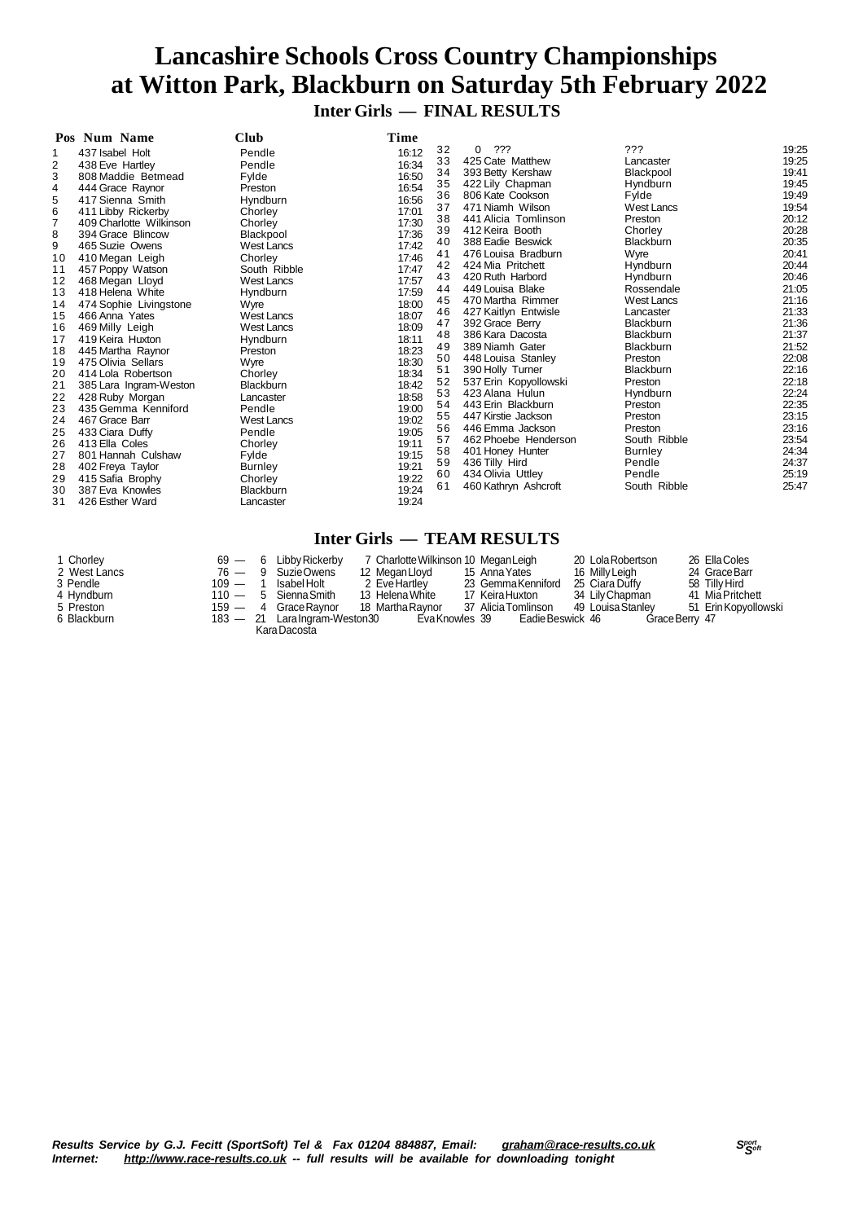# Lancashire Schools Cross Country Championships at Witton Park, Blackburn on Saturday 5th February 2022

## Inter Girls — FINAL RESULTS

| Pos | Num | Name | Club | Time |
|---|---|---|---|---|
| 1 | 437 | Isabel Holt | Pendle | 16:12 |
| 2 | 438 | Eve Hartley | Pendle | 16:34 |
| 3 | 808 | Maddie Betmead | Fylde | 16:50 |
| 4 | 444 | Grace Raynor | Preston | 16:54 |
| 5 | 417 | Sienna Smith | Hyndburn | 16:56 |
| 6 | 411 | Libby Rickerby | Chorley | 17:01 |
| 7 | 409 | Charlotte Wilkinson | Chorley | 17:30 |
| 8 | 394 | Grace Blincow | Blackpool | 17:36 |
| 9 | 465 | Suzie Owens | West Lancs | 17:42 |
| 10 | 410 | Megan Leigh | Chorley | 17:46 |
| 11 | 457 | Poppy Watson | South Ribble | 17:47 |
| 12 | 468 | Megan Lloyd | West Lancs | 17:57 |
| 13 | 418 | Helena White | Hyndburn | 17:59 |
| 14 | 474 | Sophie Livingstone | Wyre | 18:00 |
| 15 | 466 | Anna Yates | West Lancs | 18:07 |
| 16 | 469 | Milly Leigh | West Lancs | 18:09 |
| 17 | 419 | Keira Huxton | Hyndburn | 18:11 |
| 18 | 445 | Martha Raynor | Preston | 18:23 |
| 19 | 475 | Olivia Sellars | Wyre | 18:30 |
| 20 | 414 | Lola Robertson | Chorley | 18:34 |
| 21 | 385 | Lara Ingram-Weston | Blackburn | 18:42 |
| 22 | 428 | Ruby Morgan | Lancaster | 18:58 |
| 23 | 435 | Gemma Kenniford | Pendle | 19:00 |
| 24 | 467 | Grace Barr | West Lancs | 19:02 |
| 25 | 433 | Ciara Duffy | Pendle | 19:05 |
| 26 | 413 | Ella Coles | Chorley | 19:11 |
| 27 | 801 | Hannah Culshaw | Fylde | 19:15 |
| 28 | 402 | Freya Taylor | Burnley | 19:21 |
| 29 | 415 | Safia Brophy | Chorley | 19:22 |
| 30 | 387 | Eva Knowles | Blackburn | 19:24 |
| 31 | 426 | Esther Ward | Lancaster | 19:24 |
| 32 | 0 | ??? | ??? | 19:25 |
| 33 | 425 | Cate Matthew | Lancaster | 19:25 |
| 34 | 393 | Betty Kershaw | Blackpool | 19:41 |
| 35 | 422 | Lily Chapman | Hyndburn | 19:45 |
| 36 | 806 | Kate Cookson | Fylde | 19:49 |
| 37 | 471 | Niamh Wilson | West Lancs | 19:54 |
| 38 | 441 | Alicia Tomlinson | Preston | 20:12 |
| 39 | 412 | Keira Booth | Chorley | 20:28 |
| 40 | 388 | Eadie Beswick | Blackburn | 20:35 |
| 41 | 476 | Louisa Bradburn | Wyre | 20:41 |
| 42 | 424 | Mia Pritchett | Hyndburn | 20:44 |
| 43 | 420 | Ruth Harbord | Hyndburn | 20:46 |
| 44 | 449 | Louisa Blake | Rossendale | 21:05 |
| 45 | 470 | Martha Rimmer | West Lancs | 21:16 |
| 46 | 427 | Kaitlyn Entwisle | Lancaster | 21:33 |
| 47 | 392 | Grace Berry | Blackburn | 21:36 |
| 48 | 386 | Kara Dacosta | Blackburn | 21:37 |
| 49 | 389 | Niamh Gater | Blackburn | 21:52 |
| 50 | 448 | Louisa Stanley | Preston | 22:08 |
| 51 | 390 | Holly Turner | Blackburn | 22:16 |
| 52 | 537 | Erin Kopyollowski | Preston | 22:18 |
| 53 | 423 | Alana Hulun | Hyndburn | 22:24 |
| 54 | 443 | Erin Blackburn | Preston | 22:35 |
| 55 | 447 | Kirstie Jackson | Preston | 23:15 |
| 56 | 446 | Emma Jackson | Preston | 23:16 |
| 57 | 462 | Phoebe Henderson | South Ribble | 23:54 |
| 58 | 401 | Honey Hunter | Burnley | 24:34 |
| 59 | 436 | Tilly Hird | Pendle | 24:37 |
| 60 | 434 | Olivia Uttley | Pendle | 25:19 |
| 61 | 460 | Kathryn Ashcroft | South Ribble | 25:47 |

## Inter Girls — TEAM RESULTS

| Pos | Team | Points | Scorers |
|---|---|---|---|
| 1 | Chorley | 69 | 6 Libby Rickerby, 7 Charlotte Wilkinson, 10 Megan Leigh, 20 Lola Robertson, 26 Ella Coles |
| 2 | West Lancs | 76 | 9 Suzie Owens, 12 Megan Lloyd, 15 Anna Yates, 16 Milly Leigh, 24 Grace Barr |
| 3 | Pendle | 109 | 1 Isabel Holt, 2 Eve Hartley, 23 Gemma Kenniford, 25 Ciara Duffy, 58 Tilly Hird |
| 4 | Hyndburn | 110 | 5 Sienna Smith, 13 Helena White, 17 Keira Huxton, 34 Lily Chapman, 41 Mia Pritchett |
| 5 | Preston | 159 | 4 Grace Raynor, 18 Martha Raynor, 37 Alicia Tomlinson, 49 Louisa Stanley, 51 Erin Kopyollowski |
| 6 | Blackburn | 183 | 21 Lara Ingram-Weston30 Eva Knowles 39 Eadie Beswick 46 Grace Berry 47 Kara Dacosta |

*Results Service by G.J. Fecitt (SportSoft) Tel & Fax 01204 884887, Email: graham@race-results.co.uk*
*Internet: http://www.race-results.co.uk -- full results will be available for downloading tonight*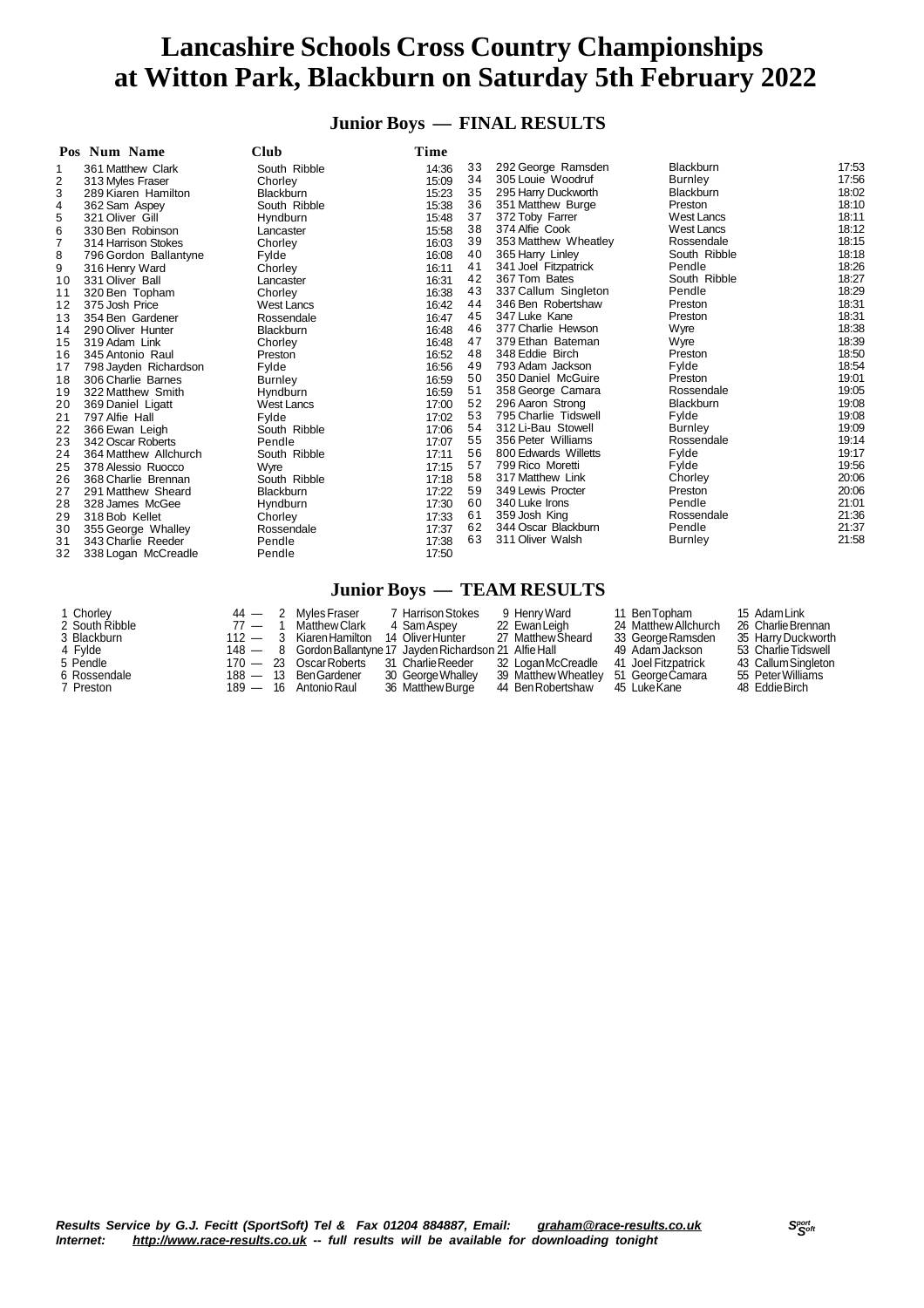# Lancashire Schools Cross Country Championships at Witton Park, Blackburn on Saturday 5th February 2022

## Junior Boys — FINAL RESULTS

| Pos | Num | Name | Club | Time |
|---|---|---|---|---|
| 1 | 361 | Matthew Clark | South Ribble | 14:36 |
| 2 | 313 | Myles Fraser | Chorley | 15:09 |
| 3 | 289 | Kiaren Hamilton | Blackburn | 15:23 |
| 4 | 362 | Sam Aspey | South Ribble | 15:38 |
| 5 | 321 | Oliver Gill | Hyndburn | 15:48 |
| 6 | 330 | Ben Robinson | Lancaster | 15:58 |
| 7 | 314 | Harrison Stokes | Chorley | 16:03 |
| 8 | 796 | Gordon Ballantyne | Fylde | 16:08 |
| 9 | 316 | Henry Ward | Chorley | 16:11 |
| 10 | 331 | Oliver Ball | Lancaster | 16:31 |
| 11 | 320 | Ben Topham | Chorley | 16:38 |
| 12 | 375 | Josh Price | West Lancs | 16:42 |
| 13 | 354 | Ben Gardener | Rossendale | 16:47 |
| 14 | 290 | Oliver Hunter | Blackburn | 16:48 |
| 15 | 319 | Adam Link | Chorley | 16:48 |
| 16 | 345 | Antonio Raul | Preston | 16:52 |
| 17 | 798 | Jayden Richardson | Fylde | 16:56 |
| 18 | 306 | Charlie Barnes | Burnley | 16:59 |
| 19 | 322 | Matthew Smith | Hyndburn | 16:59 |
| 20 | 369 | Daniel Ligatt | West Lancs | 17:00 |
| 21 | 797 | Alfie Hall | Fylde | 17:02 |
| 22 | 366 | Ewan Leigh | South Ribble | 17:06 |
| 23 | 342 | Oscar Roberts | Pendle | 17:07 |
| 24 | 364 | Matthew Allchurch | South Ribble | 17:11 |
| 25 | 378 | Alessio Ruocco | Wyre | 17:15 |
| 26 | 368 | Charlie Brennan | South Ribble | 17:18 |
| 27 | 291 | Matthew Sheard | Blackburn | 17:22 |
| 28 | 328 | James McGee | Hyndburn | 17:30 |
| 29 | 318 | Bob Kellet | Chorley | 17:33 |
| 30 | 355 | George Whalley | Rossendale | 17:37 |
| 31 | 343 | Charlie Reeder | Pendle | 17:38 |
| 32 | 338 | Logan McCreadle | Pendle | 17:50 |
| 33 | 292 | George Ramsden | Blackburn | 17:53 |
| 34 | 305 | Louie Woodruf | Burnley | 17:56 |
| 35 | 295 | Harry Duckworth | Blackburn | 18:02 |
| 36 | 351 | Matthew Burge | Preston | 18:10 |
| 37 | 372 | Toby Farrer | West Lancs | 18:11 |
| 38 | 374 | Alfie Cook | West Lancs | 18:12 |
| 39 | 353 | Matthew Wheatley | Rossendale | 18:15 |
| 40 | 365 | Harry Linley | South Ribble | 18:18 |
| 41 | 341 | Joel Fitzpatrick | Pendle | 18:26 |
| 42 | 367 | Tom Bates | South Ribble | 18:27 |
| 43 | 337 | Callum Singleton | Pendle | 18:29 |
| 44 | 346 | Ben Robertshaw | Preston | 18:31 |
| 45 | 347 | Luke Kane | Preston | 18:31 |
| 46 | 377 | Charlie Hewson | Wyre | 18:38 |
| 47 | 379 | Ethan Bateman | Wyre | 18:39 |
| 48 | 348 | Eddie Birch | Preston | 18:50 |
| 49 | 793 | Adam Jackson | Fylde | 18:54 |
| 50 | 350 | Daniel McGuire | Preston | 19:01 |
| 51 | 358 | George Camara | Rossendale | 19:05 |
| 52 | 296 | Aaron Strong | Blackburn | 19:08 |
| 53 | 795 | Charlie Tidswell | Fylde | 19:08 |
| 54 | 312 | Li-Bau Stowell | Burnley | 19:09 |
| 55 | 356 | Peter Williams | Rossendale | 19:14 |
| 56 | 800 | Edwards Willetts | Fylde | 19:17 |
| 57 | 799 | Rico Moretti | Fylde | 19:56 |
| 58 | 317 | Matthew Link | Chorley | 20:06 |
| 59 | 349 | Lewis Procter | Preston | 20:06 |
| 60 | 340 | Luke Irons | Pendle | 21:01 |
| 61 | 359 | Josh King | Rossendale | 21:36 |
| 62 | 344 | Oscar Blackburn | Pendle | 21:37 |
| 63 | 311 | Oliver Walsh | Burnley | 21:58 |

## Junior Boys — TEAM RESULTS

| | | | | | | | |
|---|---|---|---|---|---|---|---|
| 1 | Chorley | 44 — | 2 Myles Fraser | 7 Harrison Stokes | 9 Henry Ward | 11 Ben Topham | 15 Adam Link |
| 2 | South Ribble | 77 — | 1 Matthew Clark | 4 Sam Aspey | 22 Ewan Leigh | 24 Matthew Allchurch | 26 Charlie Brennan |
| 3 | Blackburn | 112 — | 3 Kiaren Hamilton | 14 Oliver Hunter | 27 Matthew Sheard | 33 George Ramsden | 35 Harry Duckworth |
| 4 | Fylde | 148 — | 8 Gordon Ballantyne | 17 Jayden Richardson | 21 Alfie Hall | 49 Adam Jackson | 53 Charlie Tidswell |
| 5 | Pendle | 170 — | 23 Oscar Roberts | 31 Charlie Reeder | 32 Logan McCreadle | 41 Joel Fitzpatrick | 43 Callum Singleton |
| 6 | Rossendale | 188 — | 13 Ben Gardener | 30 George Whalley | 39 Matthew Wheatley | 51 George Camara | 55 Peter Williams |
| 7 | Preston | 189 — | 16 Antonio Raul | 36 Matthew Burge | 44 Ben Robertshaw | 45 Luke Kane | 48 Eddie Birch |

*Results Service by G.J. Fecitt (SportSoft) Tel & Fax 01204 884887, Email: graham@race-results.co.uk*
*Internet: http://www.race-results.co.uk -- full results will be available for downloading tonight*